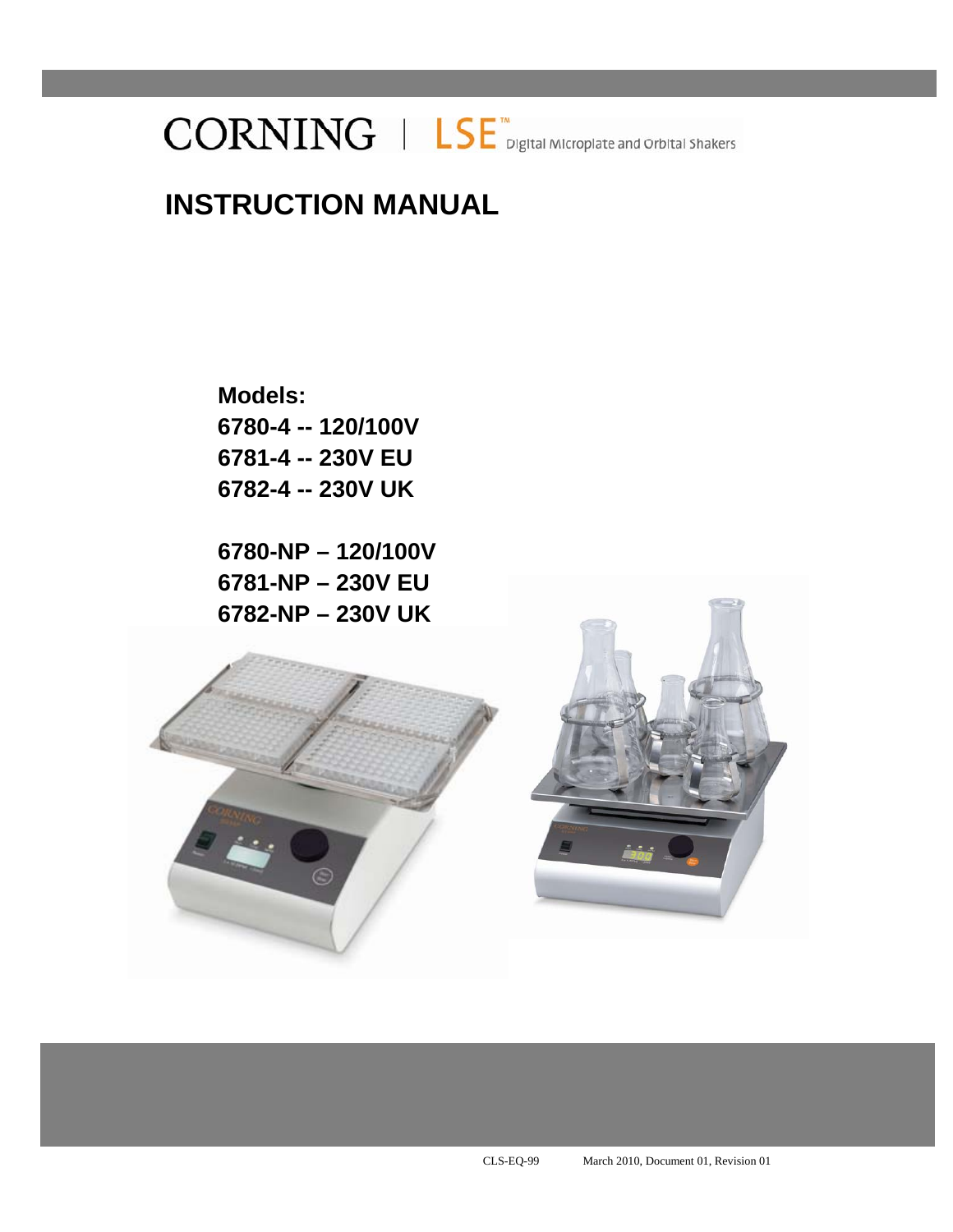CORNING | LSE™ Digital Microplate and Orbital Shakers

# INSTRUCTION MANUAL

**Models:**
**6780-4 -- 120/100V**
**6781-4 -- 230V EU**
**6782-4 -- 230V UK**

**6780-NP – 120/100V**
**6781-NP – 230V EU**
**6782-NP – 230V UK**

CLS-EQ-99 March 2010, Document 01, Revision 01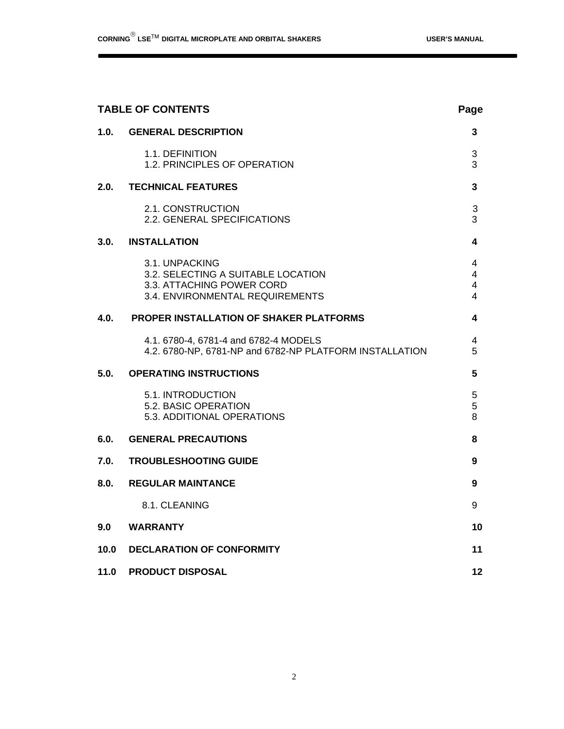## TABLE OF CONTENTS

| | | Page |
|---|---|---|
| **1.0.** | **GENERAL DESCRIPTION** | **3** |
| | 1.1. DEFINITION | 3 |
| | 1.2. PRINCIPLES OF OPERATION | 3 |
| **2.0.** | **TECHNICAL FEATURES** | **3** |
| | 2.1. CONSTRUCTION | 3 |
| | 2.2. GENERAL SPECIFICATIONS | 3 |
| **3.0.** | **INSTALLATION** | **4** |
| | 3.1. UNPACKING | 4 |
| | 3.2. SELECTING A SUITABLE LOCATION | 4 |
| | 3.3. ATTACHING POWER CORD | 4 |
| | 3.4. ENVIRONMENTAL REQUIREMENTS | 4 |
| **4.0.** | **PROPER INSTALLATION OF SHAKER PLATFORMS** | **4** |
| | 4.1. 6780-4, 6781-4 and 6782-4 MODELS | 4 |
| | 4.2. 6780-NP, 6781-NP and 6782-NP PLATFORM INSTALLATION | 5 |
| **5.0.** | **OPERATING INSTRUCTIONS** | **5** |
| | 5.1. INTRODUCTION | 5 |
| | 5.2. BASIC OPERATION | 5 |
| | 5.3. ADDITIONAL OPERATIONS | 8 |
| **6.0.** | **GENERAL PRECAUTIONS** | **8** |
| **7.0.** | **TROUBLESHOOTING GUIDE** | **9** |
| **8.0.** | **REGULAR MAINTANCE** | **9** |
| | 8.1. CLEANING | 9 |
| **9.0** | **WARRANTY** | **10** |
| **10.0** | **DECLARATION OF CONFORMITY** | **11** |
| **11.0** | **PRODUCT DISPOSAL** | **12** |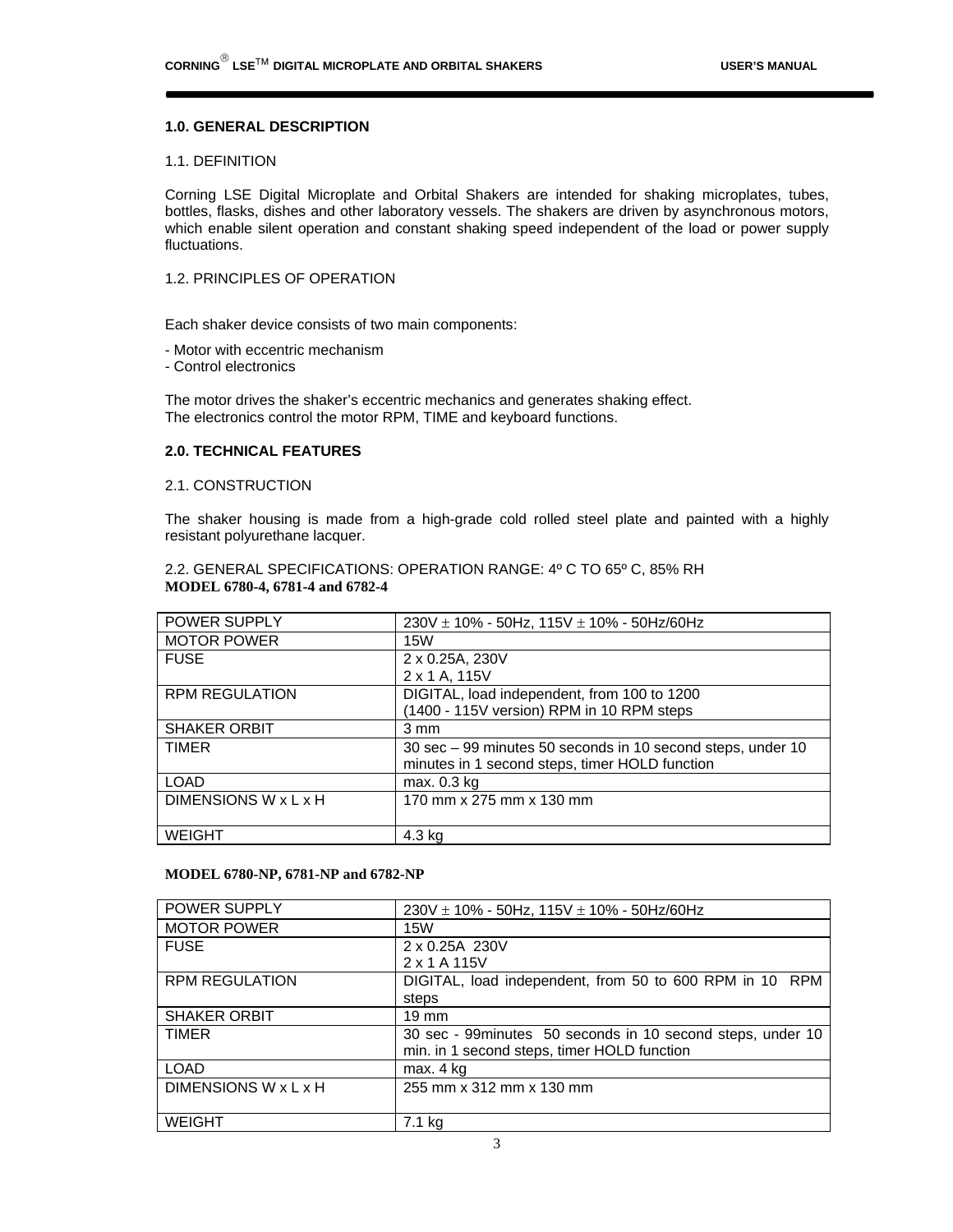## 1.0. GENERAL DESCRIPTION

### 1.1. DEFINITION

Corning LSE Digital Microplate and Orbital Shakers are intended for shaking microplates, tubes, bottles, flasks, dishes and other laboratory vessels. The shakers are driven by asynchronous motors, which enable silent operation and constant shaking speed independent of the load or power supply fluctuations.

### 1.2. PRINCIPLES OF OPERATION

Each shaker device consists of two main components:

- Motor with eccentric mechanism
- Control electronics

The motor drives the shaker's eccentric mechanics and generates shaking effect.
The electronics control the motor RPM, TIME and keyboard functions.

## 2.0. TECHNICAL FEATURES

### 2.1. CONSTRUCTION

The shaker housing is made from a high-grade cold rolled steel plate and painted with a highly resistant polyurethane lacquer.

### 2.2. GENERAL SPECIFICATIONS: OPERATION RANGE: 4º C TO 65º C, 85% RH

**MODEL 6780-4, 6781-4 and 6782-4**

| | |
|---|---|
| POWER SUPPLY | 230V $\pm$ 10% - 50Hz, 115V $\pm$ 10% - 50Hz/60Hz |
| MOTOR POWER | 15W |
| FUSE | 2 x 0.25A, 230V<br>2 x 1 A, 115V |
| RPM REGULATION | DIGITAL, load independent, from 100 to 1200<br>(1400 - 115V version) RPM in 10 RPM steps |
| SHAKER ORBIT | 3 mm |
| TIMER | 30 sec – 99 minutes 50 seconds in 10 second steps, under 10 minutes in 1 second steps, timer HOLD function |
| LOAD | max. 0.3 kg |
| DIMENSIONS W x L x H | 170 mm x 275 mm x 130 mm |
| WEIGHT | 4.3 kg |

**MODEL 6780-NP, 6781-NP and 6782-NP**

| | |
|---|---|
| POWER SUPPLY | 230V $\pm$ 10% - 50Hz, 115V $\pm$ 10% - 50Hz/60Hz |
| MOTOR POWER | 15W |
| FUSE | 2 x 0.25A 230V<br>2 x 1 A 115V |
| RPM REGULATION | DIGITAL, load independent, from 50 to 600 RPM in 10 RPM steps |
| SHAKER ORBIT | 19 mm |
| TIMER | 30 sec - 99minutes 50 seconds in 10 second steps, under 10 min. in 1 second steps, timer HOLD function |
| LOAD | max. 4 kg |
| DIMENSIONS W x L x H | 255 mm x 312 mm x 130 mm |
| WEIGHT | 7.1 kg |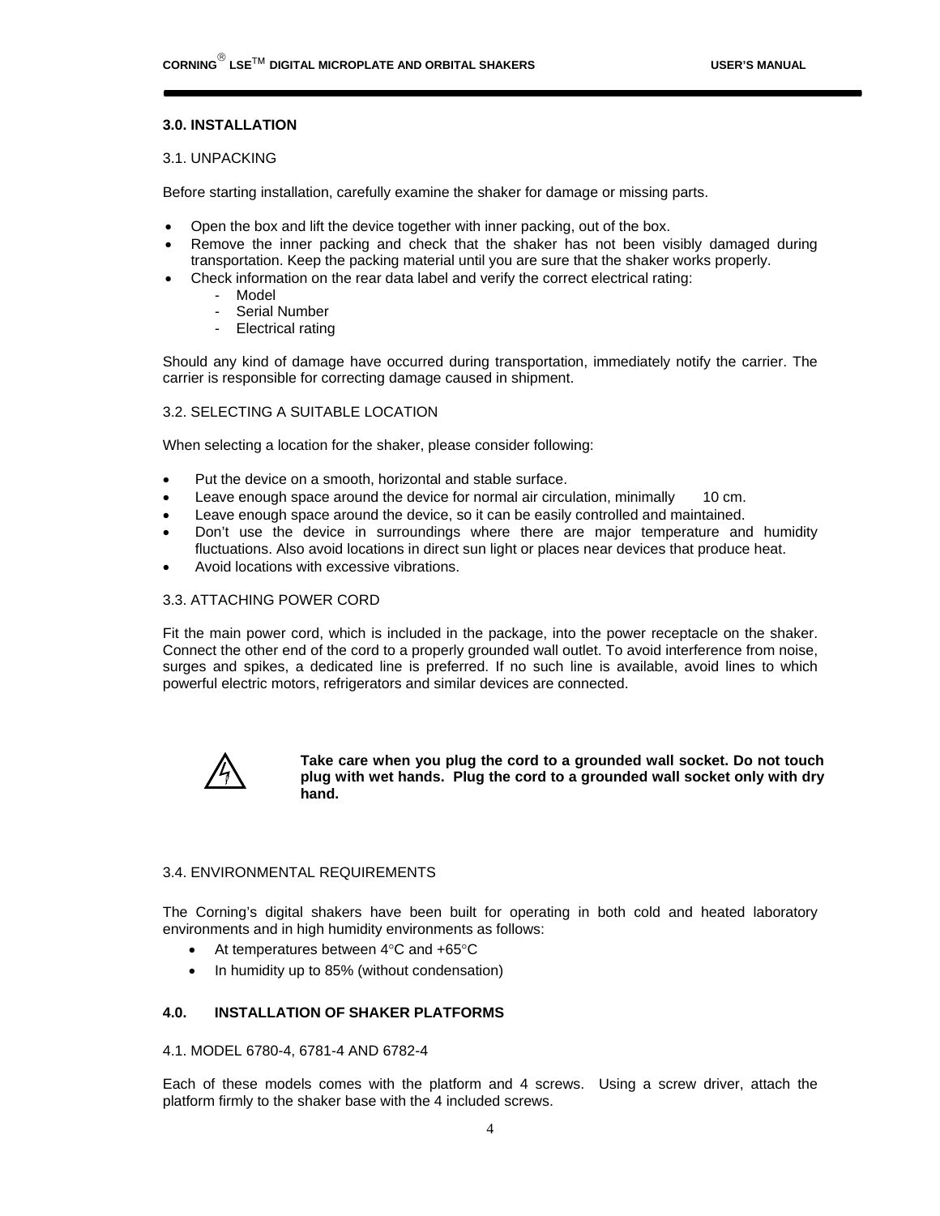## 3.0. INSTALLATION

### 3.1. UNPACKING

Before starting installation, carefully examine the shaker for damage or missing parts.

- Open the box and lift the device together with inner packing, out of the box.
- Remove the inner packing and check that the shaker has not been visibly damaged during transportation. Keep the packing material until you are sure that the shaker works properly.
- Check information on the rear data label and verify the correct electrical rating:
  - Model
  - Serial Number
  - Electrical rating

Should any kind of damage have occurred during transportation, immediately notify the carrier. The carrier is responsible for correcting damage caused in shipment.

### 3.2. SELECTING A SUITABLE LOCATION

When selecting a location for the shaker, please consider following:

- Put the device on a smooth, horizontal and stable surface.
- Leave enough space around the device for normal air circulation, minimally 10 cm.
- Leave enough space around the device, so it can be easily controlled and maintained.
- Don't use the device in surroundings where there are major temperature and humidity fluctuations. Also avoid locations in direct sun light or places near devices that produce heat.
- Avoid locations with excessive vibrations.

### 3.3. ATTACHING POWER CORD

Fit the main power cord, which is included in the package, into the power receptacle on the shaker. Connect the other end of the cord to a properly grounded wall outlet. To avoid interference from noise, surges and spikes, a dedicated line is preferred. If no such line is available, avoid lines to which powerful electric motors, refrigerators and similar devices are connected.

**Take care when you plug the cord to a grounded wall socket. Do not touch plug with wet hands. Plug the cord to a grounded wall socket only with dry hand.**

### 3.4. ENVIRONMENTAL REQUIREMENTS

The Corning's digital shakers have been built for operating in both cold and heated laboratory environments and in high humidity environments as follows:

- At temperatures between 4°C and +65°C
- In humidity up to 85% (without condensation)

## 4.0. INSTALLATION OF SHAKER PLATFORMS

### 4.1. MODEL 6780-4, 6781-4 AND 6782-4

Each of these models comes with the platform and 4 screws. Using a screw driver, attach the platform firmly to the shaker base with the 4 included screws.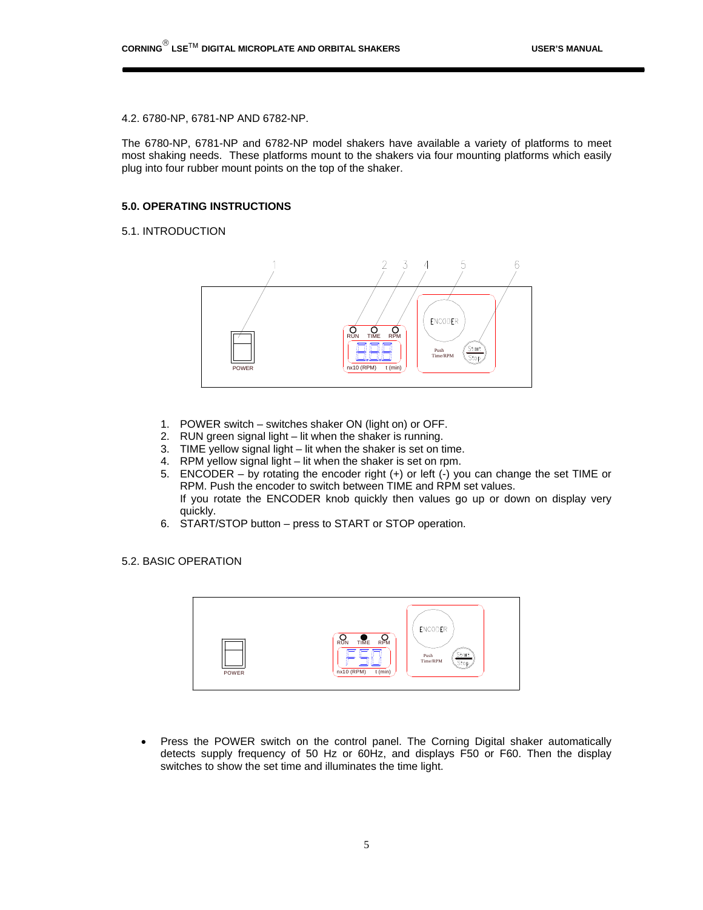4.2. 6780-NP, 6781-NP AND 6782-NP.

The 6780-NP, 6781-NP and 6782-NP model shakers have available a variety of platforms to meet most shaking needs. These platforms mount to the shakers via four mounting platforms which easily plug into four rubber mount points on the top of the shaker.

## 5.0. OPERATING INSTRUCTIONS

### 5.1. INTRODUCTION

1. POWER switch – switches shaker ON (light on) or OFF.
2. RUN green signal light – lit when the shaker is running.
3. TIME yellow signal light – lit when the shaker is set on time.
4. RPM yellow signal light – lit when the shaker is set on rpm.
5. ENCODER – by rotating the encoder right (+) or left (-) you can change the set TIME or RPM. Push the encoder to switch between TIME and RPM set values.
   If you rotate the ENCODER knob quickly then values go up or down on display very quickly.
6. START/STOP button – press to START or STOP operation.

### 5.2. BASIC OPERATION

- Press the POWER switch on the control panel. The Corning Digital shaker automatically detects supply frequency of 50 Hz or 60Hz, and displays F50 or F60. Then the display switches to show the set time and illuminates the time light.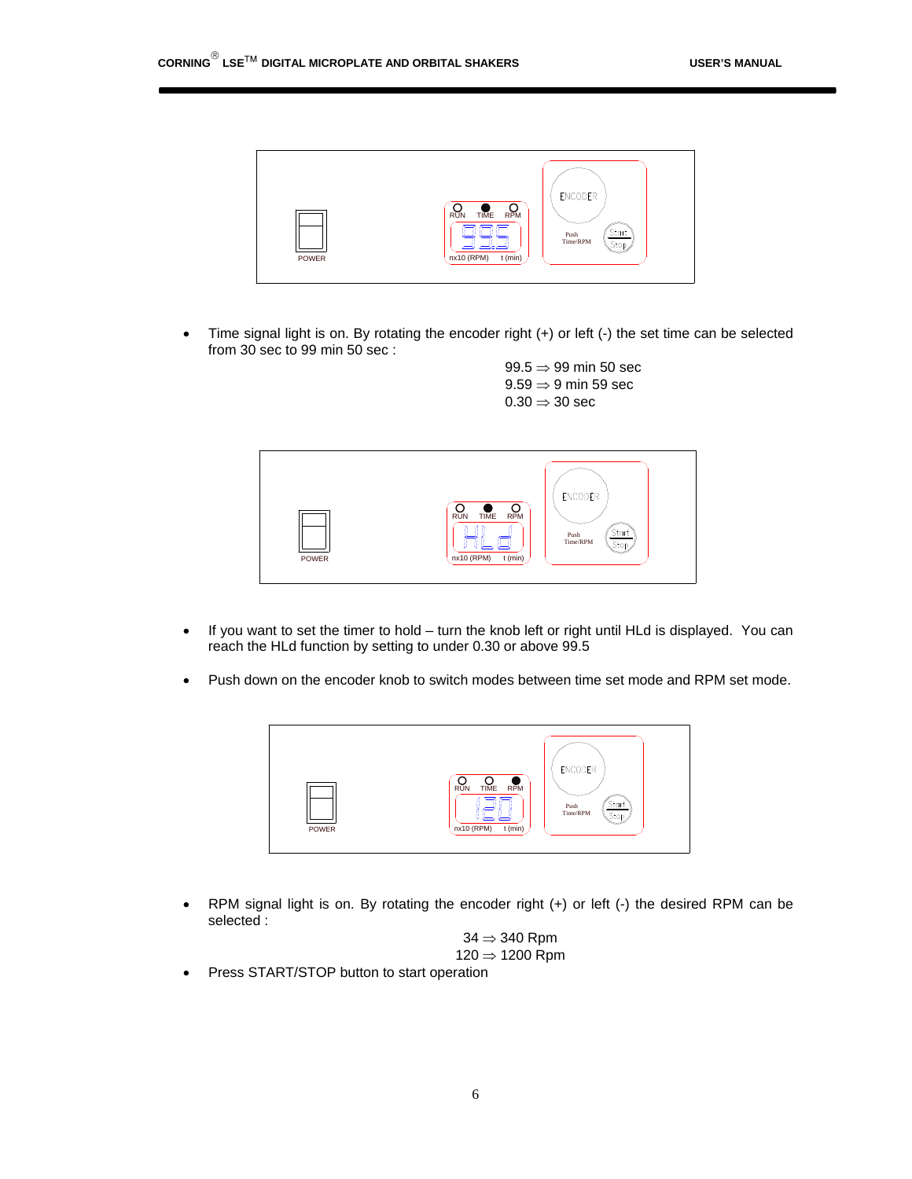- Time signal light is on. By rotating the encoder right (+) or left (-) the set time can be selected from 30 sec to 99 min 50 sec :

  99.5 ⇒ 99 min 50 sec
  9.59 ⇒ 9 min 59 sec
  0.30 ⇒ 30 sec

- If you want to set the timer to hold – turn the knob left or right until HLd is displayed. You can reach the HLd function by setting to under 0.30 or above 99.5

- Push down on the encoder knob to switch modes between time set mode and RPM set mode.

- RPM signal light is on. By rotating the encoder right (+) or left (-) the desired RPM can be selected :

  34 ⇒ 340 Rpm
  120 ⇒ 1200 Rpm

- Press START/STOP button to start operation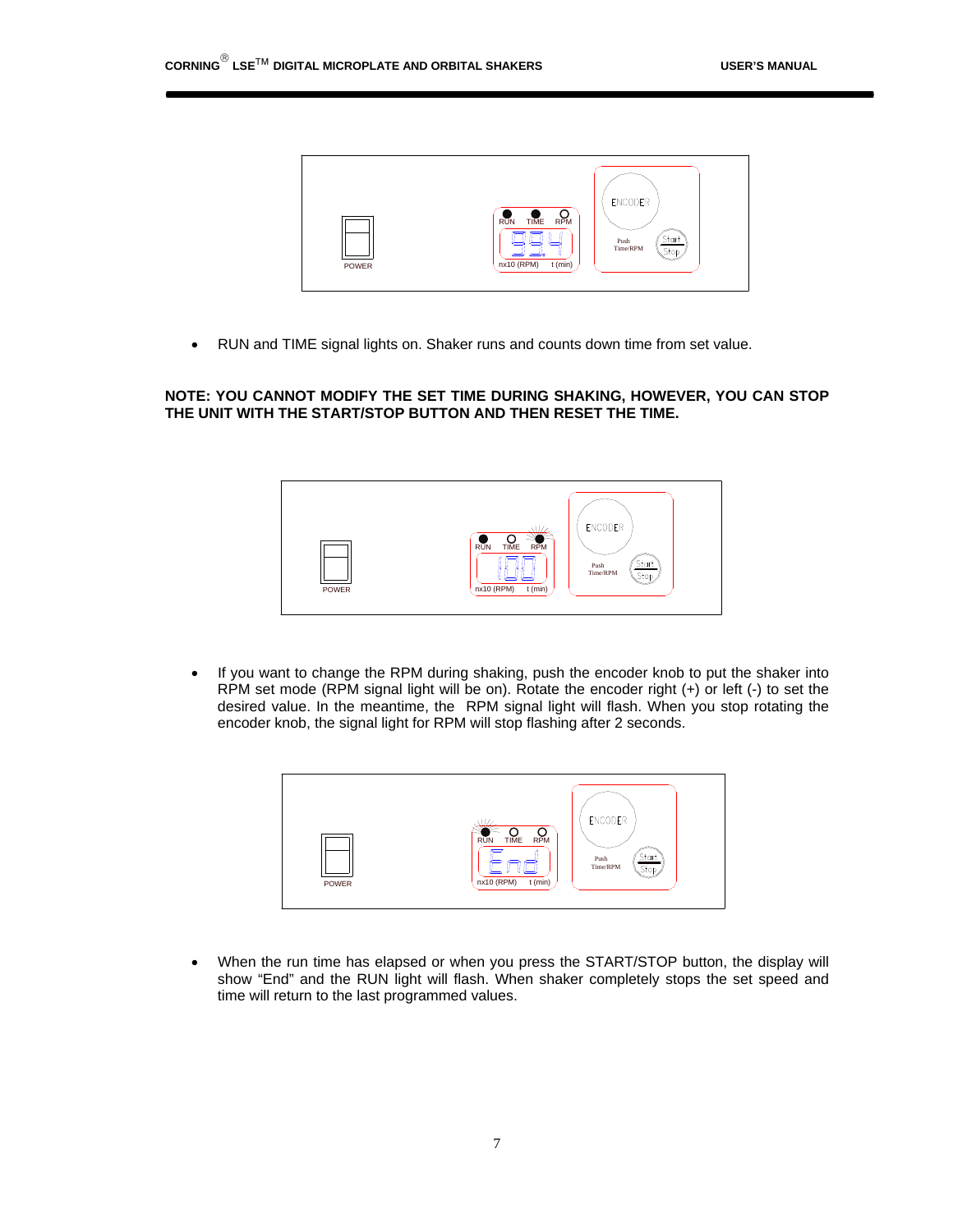- RUN and TIME signal lights on. Shaker runs and counts down time from set value.

**NOTE: YOU CANNOT MODIFY THE SET TIME DURING SHAKING, HOWEVER, YOU CAN STOP THE UNIT WITH THE START/STOP BUTTON AND THEN RESET THE TIME.**

- If you want to change the RPM during shaking, push the encoder knob to put the shaker into RPM set mode (RPM signal light will be on). Rotate the encoder right (+) or left (-) to set the desired value. In the meantime, the RPM signal light will flash. When you stop rotating the encoder knob, the signal light for RPM will stop flashing after 2 seconds.

- When the run time has elapsed or when you press the START/STOP button, the display will show "End" and the RUN light will flash. When shaker completely stops the set speed and time will return to the last programmed values.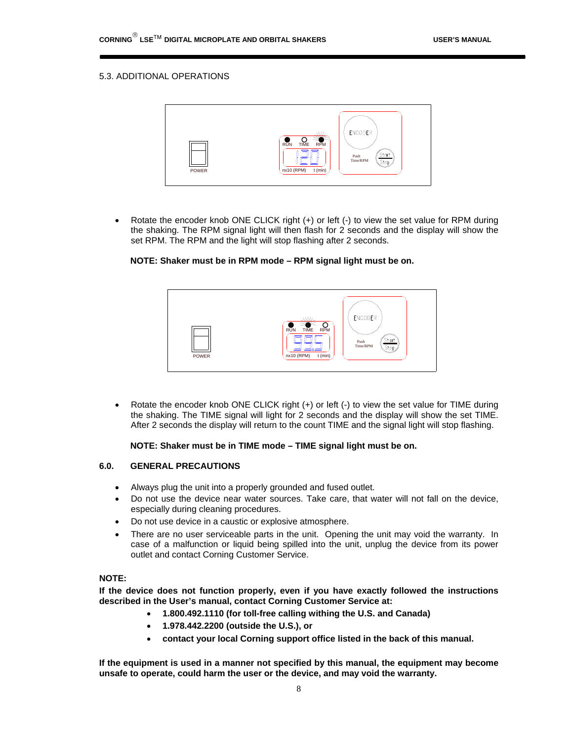## 5.3. ADDITIONAL OPERATIONS

- Rotate the encoder knob ONE CLICK right (+) or left (-) to view the set value for RPM during the shaking. The RPM signal light will then flash for 2 seconds and the display will show the set RPM. The RPM and the light will stop flashing after 2 seconds.

**NOTE: Shaker must be in RPM mode – RPM signal light must be on.**

- Rotate the encoder knob ONE CLICK right (+) or left (-) to view the set value for TIME during the shaking. The TIME signal will light for 2 seconds and the display will show the set TIME. After 2 seconds the display will return to the count TIME and the signal light will stop flashing.

**NOTE: Shaker must be in TIME mode – TIME signal light must be on.**

## 6.0. GENERAL PRECAUTIONS

- Always plug the unit into a properly grounded and fused outlet.
- Do not use the device near water sources. Take care, that water will not fall on the device, especially during cleaning procedures.
- Do not use device in a caustic or explosive atmosphere.
- There are no user serviceable parts in the unit. Opening the unit may void the warranty. In case of a malfunction or liquid being spilled into the unit, unplug the device from its power outlet and contact Corning Customer Service.

**NOTE:**

**If the device does not function properly, even if you have exactly followed the instructions described in the User's manual, contact Corning Customer Service at:**

- **1.800.492.1110 (for toll-free calling withing the U.S. and Canada)**
- **1.978.442.2200 (outside the U.S.), or**
- **contact your local Corning support office listed in the back of this manual.**

**If the equipment is used in a manner not specified by this manual, the equipment may become unsafe to operate, could harm the user or the device, and may void the warranty.**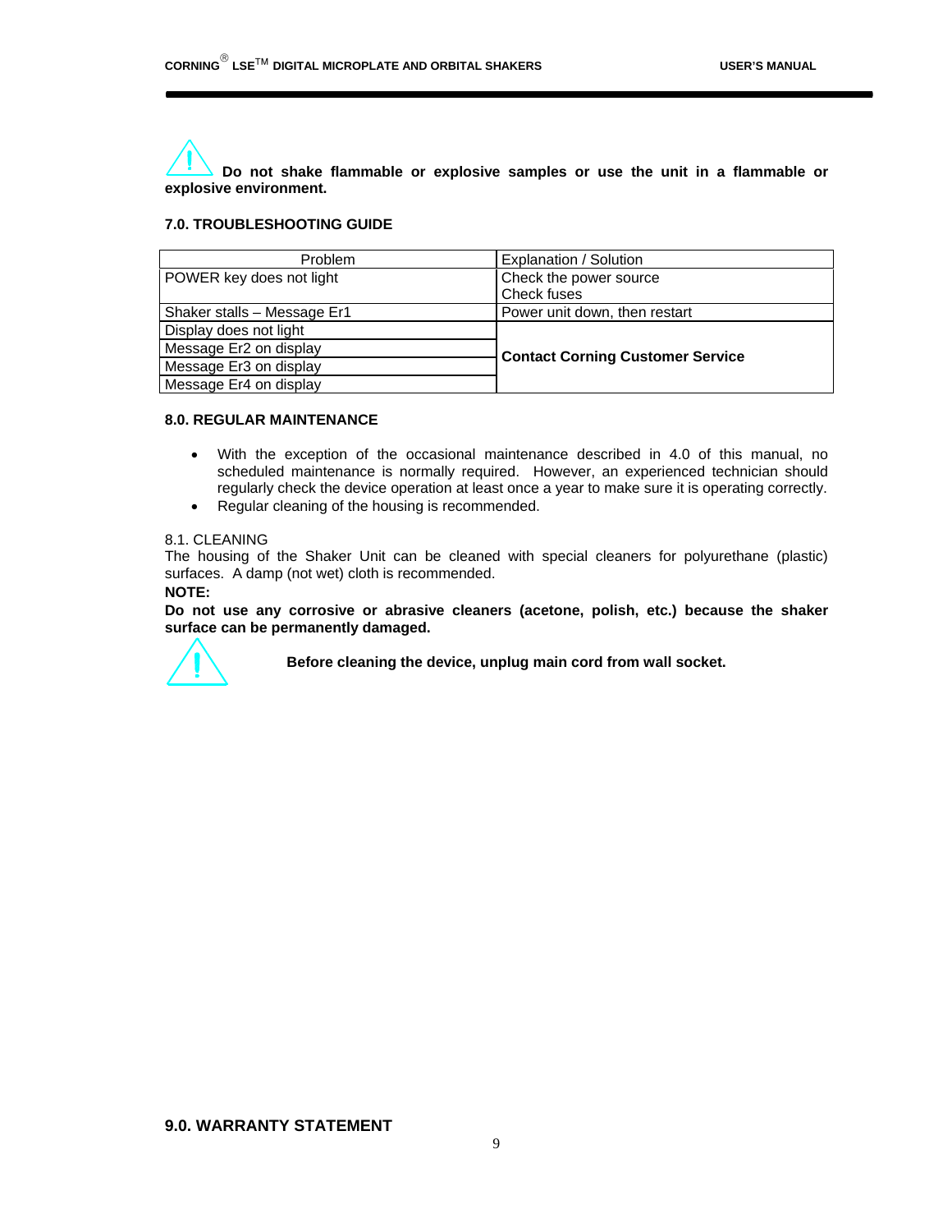**Do not shake flammable or explosive samples or use the unit in a flammable or explosive environment.**

### 7.0. TROUBLESHOOTING GUIDE

| Problem | Explanation / Solution |
|---|---|
| POWER key does not light | Check the power source<br>Check fuses |
| Shaker stalls – Message Er1 | Power unit down, then restart |
| Display does not light | **Contact Corning Customer Service** |
| Message Er2 on display | |
| Message Er3 on display | |
| Message Er4 on display | |

### 8.0. REGULAR MAINTENANCE

- With the exception of the occasional maintenance described in 4.0 of this manual, no scheduled maintenance is normally required. However, an experienced technician should regularly check the device operation at least once a year to make sure it is operating correctly.
- Regular cleaning of the housing is recommended.

8.1. CLEANING

The housing of the Shaker Unit can be cleaned with special cleaners for polyurethane (plastic) surfaces. A damp (not wet) cloth is recommended.

**NOTE:**

**Do not use any corrosive or abrasive cleaners (acetone, polish, etc.) because the shaker surface can be permanently damaged.**

**Before cleaning the device, unplug main cord from wall socket.**

### 9.0. WARRANTY STATEMENT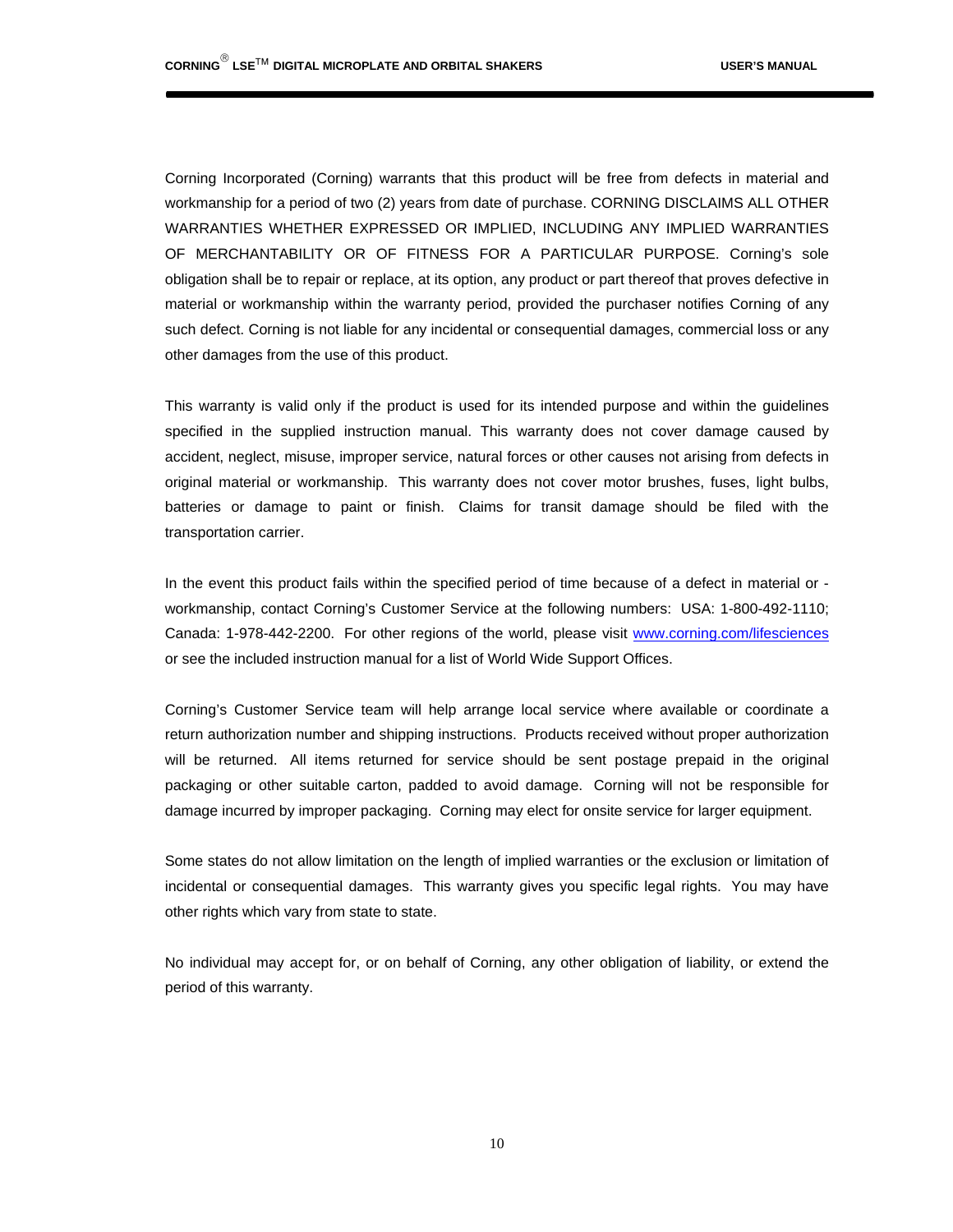Corning Incorporated (Corning) warrants that this product will be free from defects in material and workmanship for a period of two (2) years from date of purchase. CORNING DISCLAIMS ALL OTHER WARRANTIES WHETHER EXPRESSED OR IMPLIED, INCLUDING ANY IMPLIED WARRANTIES OF MERCHANTABILITY OR OF FITNESS FOR A PARTICULAR PURPOSE. Corning's sole obligation shall be to repair or replace, at its option, any product or part thereof that proves defective in material or workmanship within the warranty period, provided the purchaser notifies Corning of any such defect. Corning is not liable for any incidental or consequential damages, commercial loss or any other damages from the use of this product.

This warranty is valid only if the product is used for its intended purpose and within the guidelines specified in the supplied instruction manual. This warranty does not cover damage caused by accident, neglect, misuse, improper service, natural forces or other causes not arising from defects in original material or workmanship. This warranty does not cover motor brushes, fuses, light bulbs, batteries or damage to paint or finish. Claims for transit damage should be filed with the transportation carrier.

In the event this product fails within the specified period of time because of a defect in material or -workmanship, contact Corning's Customer Service at the following numbers: USA: 1-800-492-1110; Canada: 1-978-442-2200. For other regions of the world, please visit www.corning.com/lifesciences or see the included instruction manual for a list of World Wide Support Offices.

Corning's Customer Service team will help arrange local service where available or coordinate a return authorization number and shipping instructions. Products received without proper authorization will be returned. All items returned for service should be sent postage prepaid in the original packaging or other suitable carton, padded to avoid damage. Corning will not be responsible for damage incurred by improper packaging. Corning may elect for onsite service for larger equipment.

Some states do not allow limitation on the length of implied warranties or the exclusion or limitation of incidental or consequential damages. This warranty gives you specific legal rights. You may have other rights which vary from state to state.

No individual may accept for, or on behalf of Corning, any other obligation of liability, or extend the period of this warranty.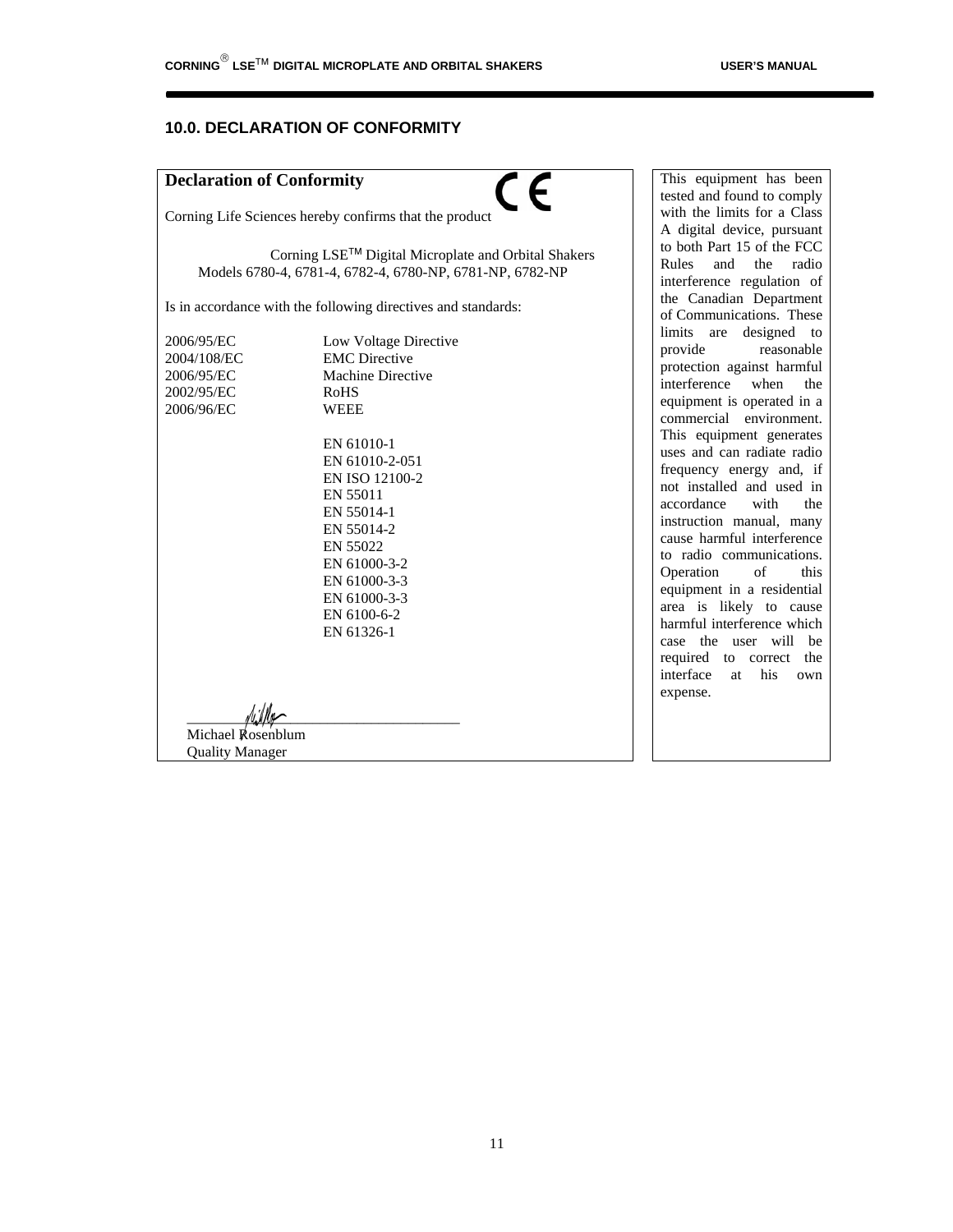## 10.0. DECLARATION OF CONFORMITY

### Declaration of Conformity

CE

Corning Life Sciences hereby confirms that the product

Corning LSE™ Digital Microplate and Orbital Shakers
Models 6780-4, 6781-4, 6782-4, 6780-NP, 6781-NP, 6782-NP

Is in accordance with the following directives and standards:

| | |
|---|---|
| 2006/95/EC | Low Voltage Directive |
| 2004/108/EC | EMC Directive |
| 2006/95/EC | Machine Directive |
| 2002/95/EC | RoHS |
| 2006/96/EC | WEEE |

EN 61010-1
EN 61010-2-051
EN ISO 12100-2
EN 55011
EN 55014-1
EN 55014-2
EN 55022
EN 61000-3-2
EN 61000-3-3
EN 61000-3-3
EN 6100-6-2
EN 61326-1

Michael Rosenblum
Quality Manager

This equipment has been tested and found to comply with the limits for a Class A digital device, pursuant to both Part 15 of the FCC Rules and the radio interference regulation of the Canadian Department of Communications. These limits are designed to provide reasonable protection against harmful interference when the equipment is operated in a commercial environment. This equipment generates uses and can radiate radio frequency energy and, if not installed and used in accordance with the instruction manual, many cause harmful interference to radio communications. Operation of this equipment in a residential area is likely to cause harmful interference which case the user will be required to correct the interface at his own expense.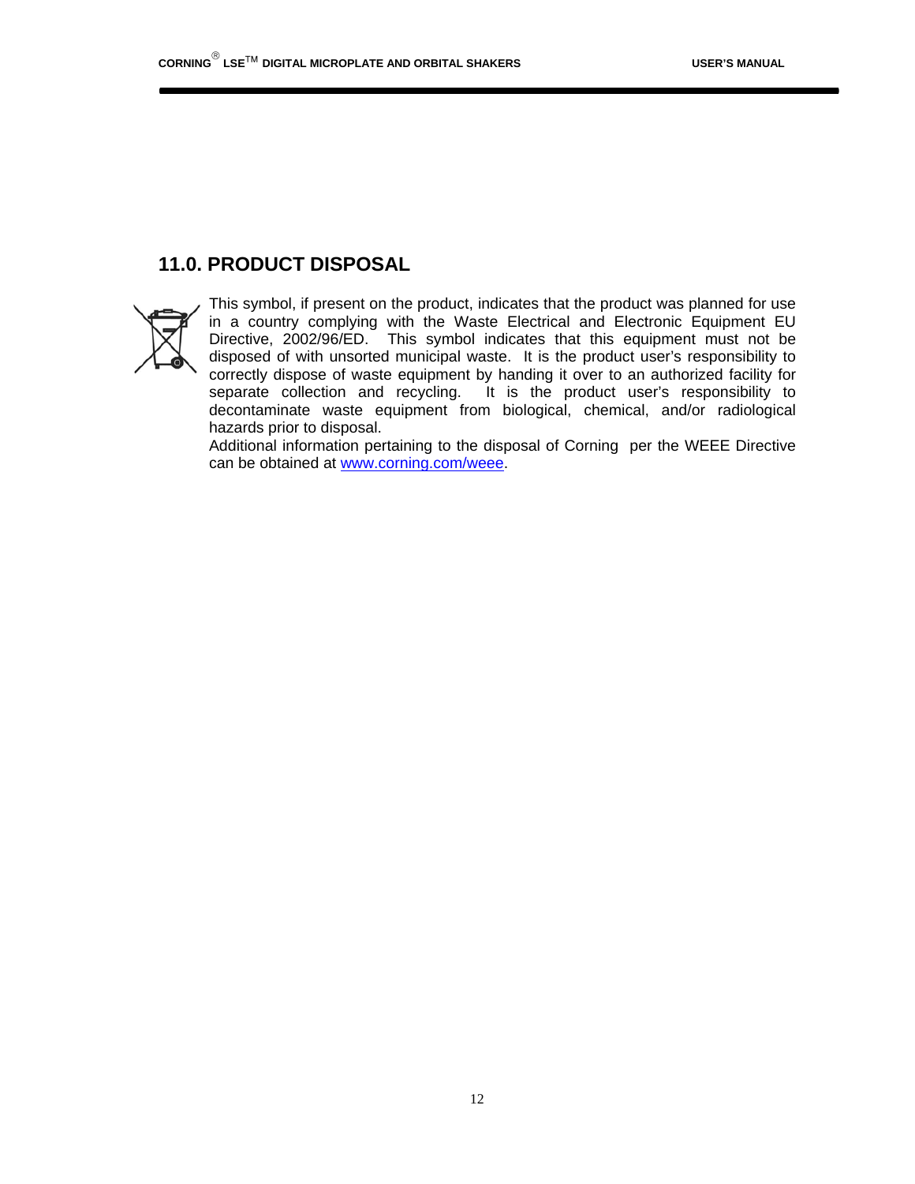## 11.0. PRODUCT DISPOSAL

This symbol, if present on the product, indicates that the product was planned for use in a country complying with the Waste Electrical and Electronic Equipment EU Directive, 2002/96/ED. This symbol indicates that this equipment must not be disposed of with unsorted municipal waste. It is the product user's responsibility to correctly dispose of waste equipment by handing it over to an authorized facility for separate collection and recycling. It is the product user's responsibility to decontaminate waste equipment from biological, chemical, and/or radiological hazards prior to disposal.

Additional information pertaining to the disposal of Corning per the WEEE Directive can be obtained at [www.corning.com/weee](http://www.corning.com/weee).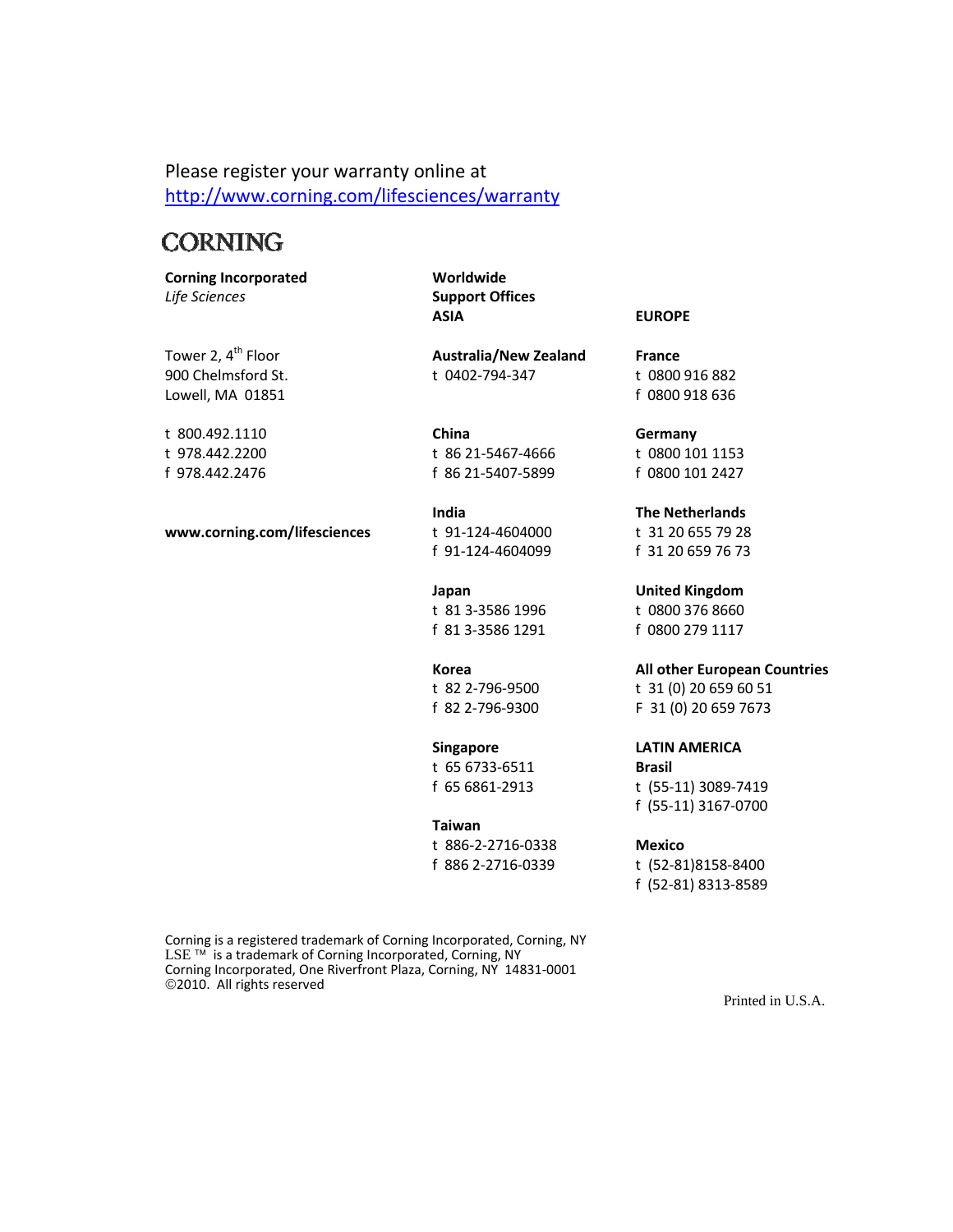Please register your warranty online at
http://www.corning.com/lifesciences/warranty

CORNING

**Corning Incorporated**
*Life Sciences*

Tower 2, 4th Floor
900 Chelmsford St.
Lowell, MA  01851

t  800.492.1110
t  978.442.2200
f  978.442.2476

**www.corning.com/lifesciences**

**Worldwide Support Offices**

**ASIA**

**Australia/New Zealand**
t  0402-794-347

**China**
t  86 21-5467-4666
f  86 21-5407-5899

**India**
t  91-124-4604000
f  91-124-4604099

**Japan**
t  81 3-3586 1996
f  81 3-3586 1291

**Korea**
t  82 2-796-9500
f  82 2-796-9300

**Singapore**
t  65 6733-6511
f  65 6861-2913

**Taiwan**
t  886-2-2716-0338
f  886 2-2716-0339

**EUROPE**

**France**
t  0800 916 882
f  0800 918 636

**Germany**
t  0800 101 1153
f  0800 101 2427

**The Netherlands**
t  31 20 655 79 28
f  31 20 659 76 73

**United Kingdom**
t  0800 376 8660
f  0800 279 1117

**All other European Countries**
t  31 (0) 20 659 60 51
F  31 (0) 20 659 7673

**LATIN AMERICA**

**Brasil**
t  (55-11) 3089-7419
f  (55-11) 3167-0700

**Mexico**
t  (52-81)8158-8400
f  (52-81) 8313-8589

Corning is a registered trademark of Corning Incorporated, Corning, NY
LSE ™  is a trademark of Corning Incorporated, Corning, NY
Corning Incorporated, One Riverfront Plaza, Corning, NY  14831-0001
©2010.  All rights reserved

Printed in U.S.A.